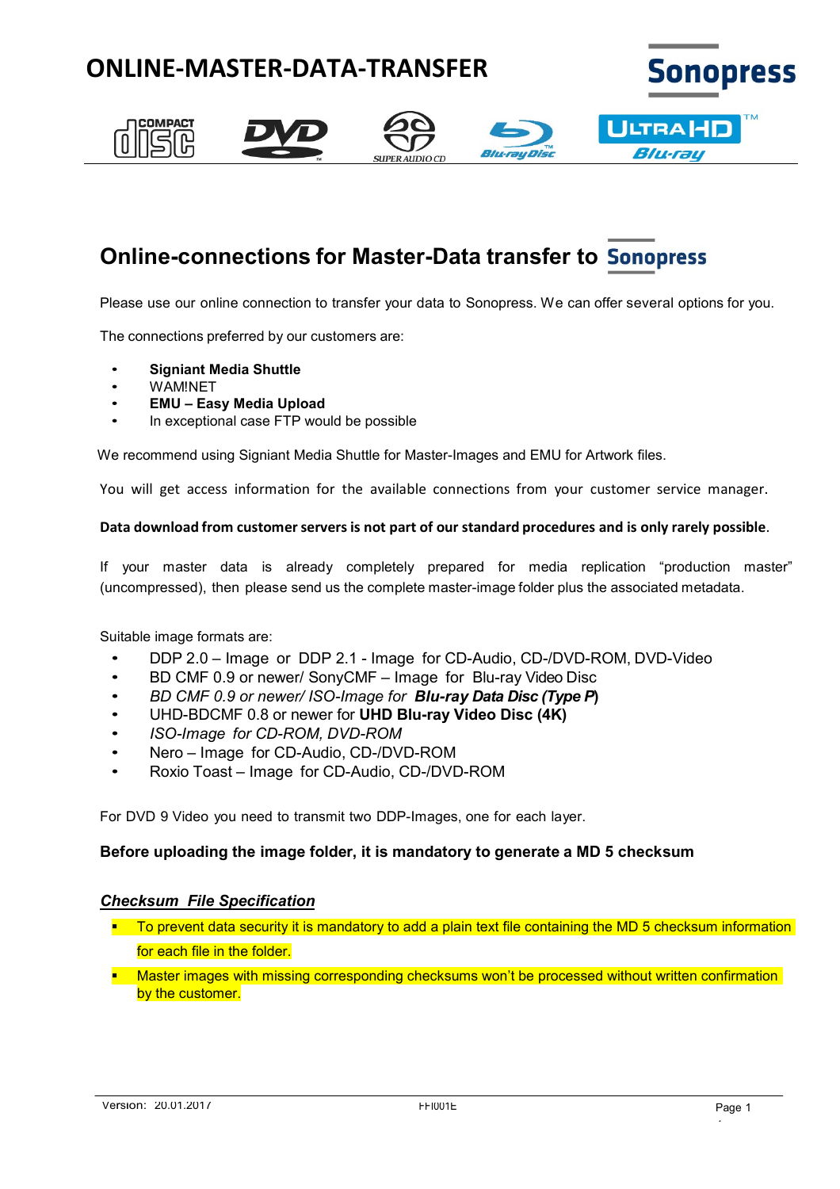# ONLINE-MASTER-DATA-TRANSFER

## Online-connections for Master-Data transfer to Sonopress

Please use our online connection to transfer your data to Sonopress. We can offer several options for you.

The connections preferred by our customers are:

- **Signiant Media Shuttle**
- WAM!NET
- **EMU – Easy Media Upload**
- In exceptional case FTP would be possible

We recommend using Signiant Media Shuttle for Master-Images and EMU for Artwork files.

You will get access information for the available connections from your customer service manager.

**Data download from customer servers is not part of our standard procedures and is only rarely possible**.

If your master data is already completely prepared for media replication "production master" (uncompressed), then please send us the complete master-image folder plus the associated metadata.

Suitable image formats are:

- DDP 2.0 – Image or DDP 2.1 - Image for CD-Audio, CD-/DVD-ROM, DVD-Video
- BD CMF 0.9 or newer/ SonyCMF – Image for Blu-ray Video Disc
- *BD CMF 0.9 or newer/ ISO-Image for* ***Blu-ray Data Disc (Type P)***
- UHD-BDCMF 0.8 or newer for **UHD Blu-ray Video Disc (4K)**
- *ISO-Image for CD-ROM, DVD-ROM*
- Nero – Image for CD-Audio, CD-/DVD-ROM
- Roxio Toast – Image for CD-Audio, CD-/DVD-ROM

For DVD 9 Video you need to transmit two DDP-Images, one for each layer.

**Before uploading the image folder, it is mandatory to generate a MD 5 checksum**

### ***Checksum File Specification***

- To prevent data security it is mandatory to add a plain text file containing the MD 5 checksum information for each file in the folder.
- Master images with missing corresponding checksums won't be processed without written confirmation by the customer.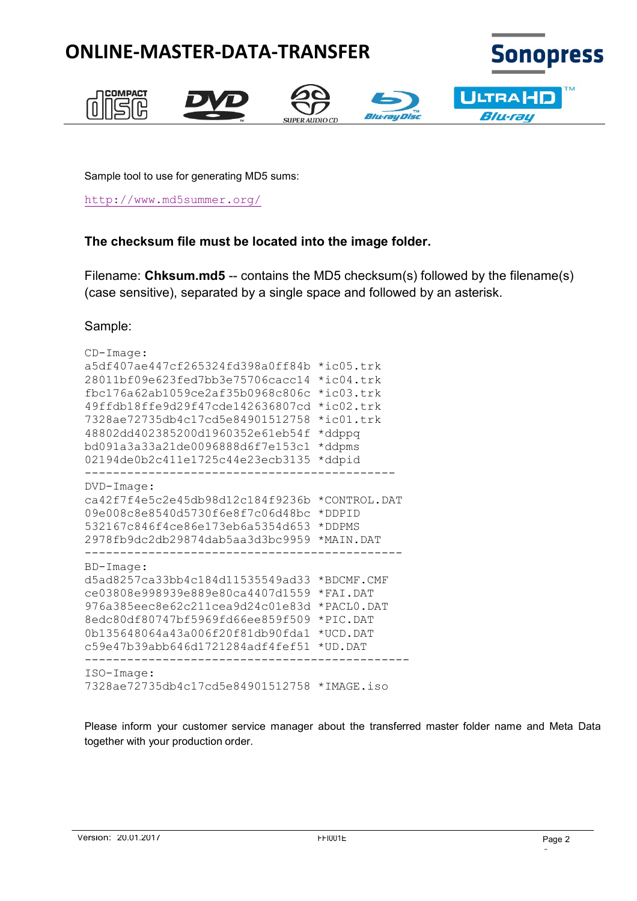Sample tool to use for generating MD5 sums:

http://www.md5summer.org/

**The checksum file must be located into the image folder.**

Filename: **Chksum.md5** -- contains the MD5 checksum(s) followed by the filename(s) (case sensitive), separated by a single space and followed by an asterisk.

Sample:

```
CD-Image:
a5df407ae447cf265324fd398a0ff84b *ic05.trk
28011bf09e623fed7bb3e75706cacc14 *ic04.trk
fbc176a62ab1059ce2af35b0968c806c *ic03.trk
49ffdb18ffe9d29f47cde142636807cd *ic02.trk
7328ae72735db4c17cd5e84901512758 *ic01.trk
48802dd402385200d1960352e61eb54f *ddppq
bd091a3a33a21de0096888d6f7e153c1 *ddpms
02194de0b2c411e1725c44e23ecb3135 *ddpid
--------------------------------------------
DVD-Image:
ca42f7f4e5c2e45db98d12c184f9236b *CONTROL.DAT
09e008c8e8540d5730f6e8f7c06d48bc *DDPID
532167c846f4ce86e173eb6a5354d653 *DDPMS
2978fb9dc2db29874dab5aa3d3bc9959 *MAIN.DAT
---------------------------------------------
BD-Image:
d5ad8257ca33bb4c184d11535549ad33 *BDCMF.CMF
ce03808e998939e889e80ca4407d1559 *FAI.DAT
976a385eec8e62c211cea9d24c01e83d *PACL0.DAT
8edc80df80747bf5969fd66ee859f509 *PIC.DAT
0b135648064a43a006f20f81db90fda1 *UCD.DAT
c59e47b39abb646d1721284adf4fef51 *UD.DAT
-----------------------------------------------
ISO-Image:
7328ae72735db4c17cd5e84901512758 *IMAGE.iso
```

Please inform your customer service manager about the transferred master folder name and Meta Data together with your production order.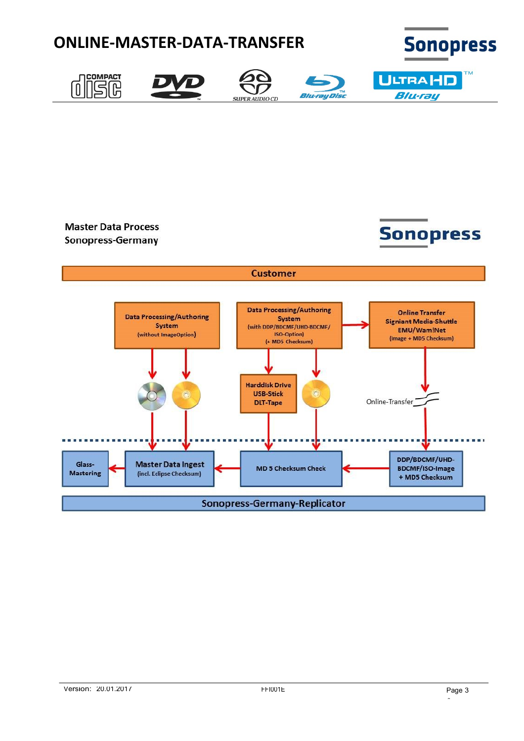# ONLINE-MASTER-DATA-TRANSFER

Master Data Process
Sonopress-Germany

Customer

Data Processing/Authoring System
(without ImageOption)

Data Processing/Authoring System
(with DDP/BDCMF/UHD-BDCMF/ ISO-Option)
(+ MD5 Checksum)

Online Transfer
Signiant Media-Shuttle
EMU/Wam!Net
(Image + MD5 Checksum)

Harddisk Drive
USB-Stick
DLT-Tape

Online-Transfer

Glass-Mastering

Master Data Ingest
(incl. Eclipse Checksum)

MD 5 Checksum Check

DDP/BDCMF/UHD-BDCMF/ISO-Image
+ MD5 Checksum

Sonopress-Germany-Replicator

Version: 20.01.2017 FFI001E